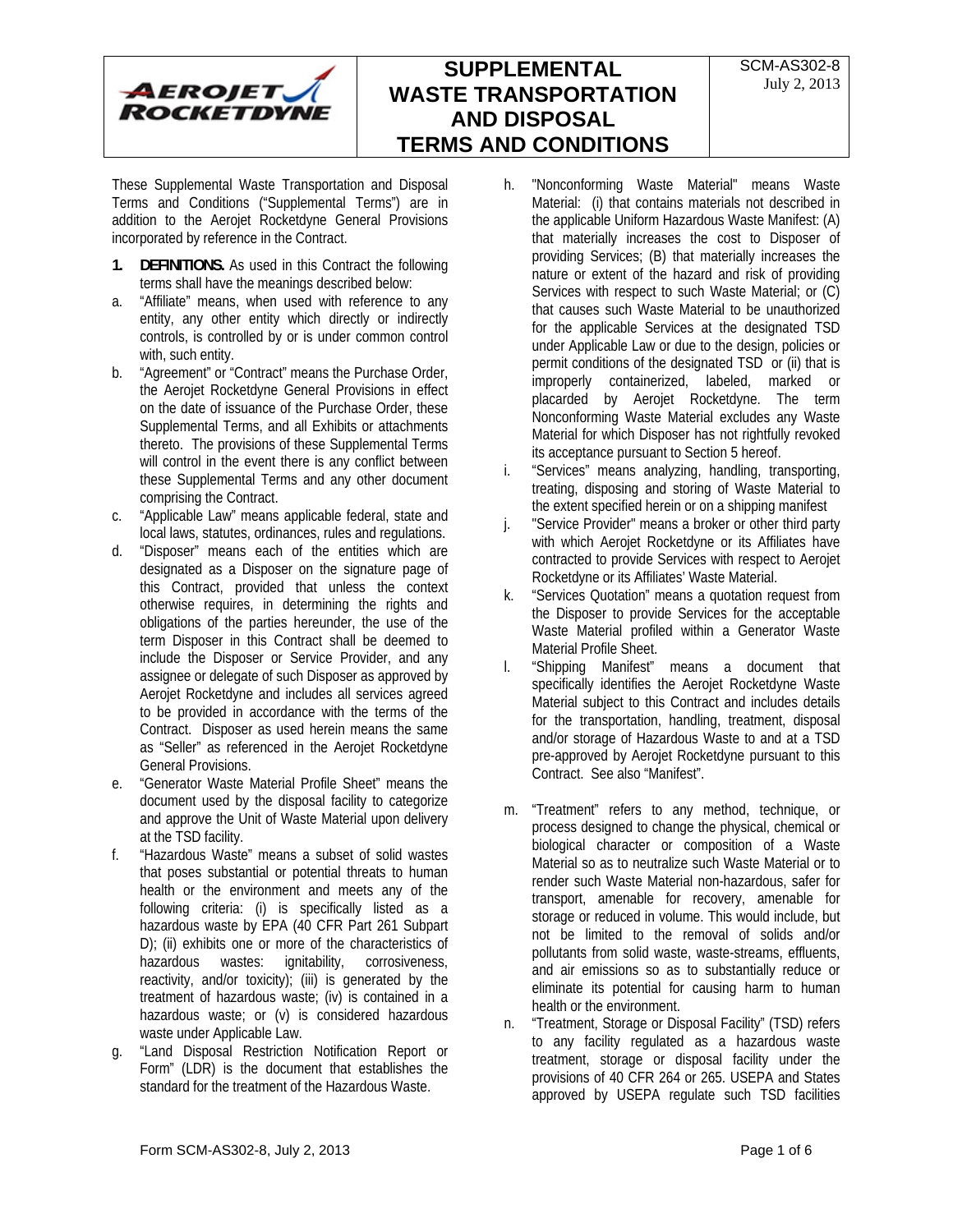# SUPPLEMENTAL WASTE TRANSPORTATION AND DISPOSAL TERMS AND CONDITIONS

SCM-AS302-8
July 2, 2013

These Supplemental Waste Transportation and Disposal Terms and Conditions ("Supplemental Terms") are in addition to the Aerojet Rocketdyne General Provisions incorporated by reference in the Contract.

**1. DEFINITIONS.** As used in this Contract the following terms shall have the meanings described below:

a. "Affiliate" means, when used with reference to any entity, any other entity which directly or indirectly controls, is controlled by or is under common control with, such entity.

b. "Agreement" or "Contract" means the Purchase Order, the Aerojet Rocketdyne General Provisions in effect on the date of issuance of the Purchase Order, these Supplemental Terms, and all Exhibits or attachments thereto. The provisions of these Supplemental Terms will control in the event there is any conflict between these Supplemental Terms and any other document comprising the Contract.

c. "Applicable Law" means applicable federal, state and local laws, statutes, ordinances, rules and regulations.

d. "Disposer" means each of the entities which are designated as a Disposer on the signature page of this Contract, provided that unless the context otherwise requires, in determining the rights and obligations of the parties hereunder, the use of the term Disposer in this Contract shall be deemed to include the Disposer or Service Provider, and any assignee or delegate of such Disposer as approved by Aerojet Rocketdyne and includes all services agreed to be provided in accordance with the terms of the Contract. Disposer as used herein means the same as "Seller" as referenced in the Aerojet Rocketdyne General Provisions.

e. "Generator Waste Material Profile Sheet" means the document used by the disposal facility to categorize and approve the Unit of Waste Material upon delivery at the TSD facility.

f. "Hazardous Waste" means a subset of solid wastes that poses substantial or potential threats to human health or the environment and meets any of the following criteria: (i) is specifically listed as a hazardous waste by EPA (40 CFR Part 261 Subpart D); (ii) exhibits one or more of the characteristics of hazardous wastes: ignitability, corrosiveness, reactivity, and/or toxicity); (iii) is generated by the treatment of hazardous waste; (iv) is contained in a hazardous waste; or (v) is considered hazardous waste under Applicable Law.

g. "Land Disposal Restriction Notification Report or Form" (LDR) is the document that establishes the standard for the treatment of the Hazardous Waste.

h. "Nonconforming Waste Material" means Waste Material: (i) that contains materials not described in the applicable Uniform Hazardous Waste Manifest: (A) that materially increases the cost to Disposer of providing Services; (B) that materially increases the nature or extent of the hazard and risk of providing Services with respect to such Waste Material; or (C) that causes such Waste Material to be unauthorized for the applicable Services at the designated TSD under Applicable Law or due to the design, policies or permit conditions of the designated TSD or (ii) that is improperly containerized, labeled, marked or placarded by Aerojet Rocketdyne. The term Nonconforming Waste Material excludes any Waste Material for which Disposer has not rightfully revoked its acceptance pursuant to Section 5 hereof.

i. "Services" means analyzing, handling, transporting, treating, disposing and storing of Waste Material to the extent specified herein or on a shipping manifest

j. "Service Provider" means a broker or other third party with which Aerojet Rocketdyne or its Affiliates have contracted to provide Services with respect to Aerojet Rocketdyne or its Affiliates' Waste Material.

k. "Services Quotation" means a quotation request from the Disposer to provide Services for the acceptable Waste Material profiled within a Generator Waste Material Profile Sheet.

l. "Shipping Manifest" means a document that specifically identifies the Aerojet Rocketdyne Waste Material subject to this Contract and includes details for the transportation, handling, treatment, disposal and/or storage of Hazardous Waste to and at a TSD pre-approved by Aerojet Rocketdyne pursuant to this Contract. See also "Manifest".

m. "Treatment" refers to any method, technique, or process designed to change the physical, chemical or biological character or composition of a Waste Material so as to neutralize such Waste Material or to render such Waste Material non-hazardous, safer for transport, amenable for recovery, amenable for storage or reduced in volume. This would include, but not be limited to the removal of solids and/or pollutants from solid waste, waste-streams, effluents, and air emissions so as to substantially reduce or eliminate its potential for causing harm to human health or the environment.

n. "Treatment, Storage or Disposal Facility" (TSD) refers to any facility regulated as a hazardous waste treatment, storage or disposal facility under the provisions of 40 CFR 264 or 265. USEPA and States approved by USEPA regulate such TSD facilities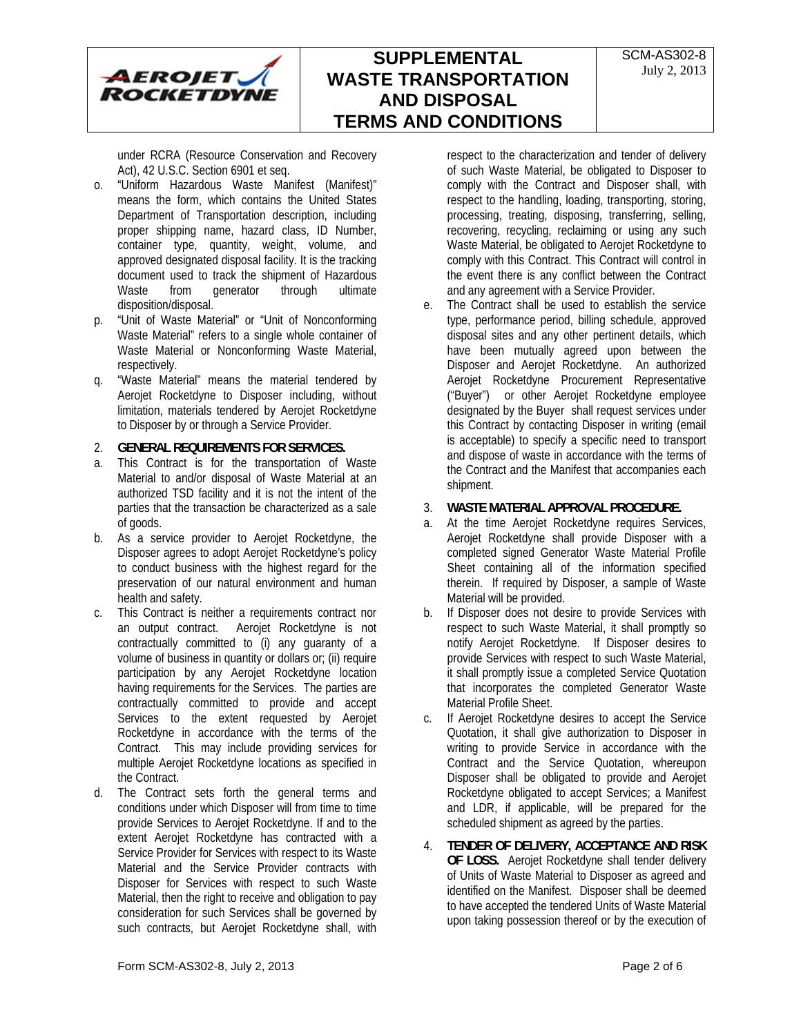under RCRA (Resource Conservation and Recovery Act), 42 U.S.C. Section 6901 et seq.

o. "Uniform Hazardous Waste Manifest (Manifest)" means the form, which contains the United States Department of Transportation description, including proper shipping name, hazard class, ID Number, container type, quantity, weight, volume, and approved designated disposal facility. It is the tracking document used to track the shipment of Hazardous Waste from generator through ultimate disposition/disposal.

p. "Unit of Waste Material" or "Unit of Nonconforming Waste Material" refers to a single whole container of Waste Material or Nonconforming Waste Material, respectively.

q. "Waste Material" means the material tendered by Aerojet Rocketdyne to Disposer including, without limitation, materials tendered by Aerojet Rocketdyne to Disposer by or through a Service Provider.

2. **GENERAL REQUIREMENTS FOR SERVICES.**

a. This Contract is for the transportation of Waste Material to and/or disposal of Waste Material at an authorized TSD facility and it is not the intent of the parties that the transaction be characterized as a sale of goods.

b. As a service provider to Aerojet Rocketdyne, the Disposer agrees to adopt Aerojet Rocketdyne's policy to conduct business with the highest regard for the preservation of our natural environment and human health and safety.

c. This Contract is neither a requirements contract nor an output contract. Aerojet Rocketdyne is not contractually committed to (i) any guaranty of a volume of business in quantity or dollars or; (ii) require participation by any Aerojet Rocketdyne location having requirements for the Services. The parties are contractually committed to provide and accept Services to the extent requested by Aerojet Rocketdyne in accordance with the terms of the Contract. This may include providing services for multiple Aerojet Rocketdyne locations as specified in the Contract.

d. The Contract sets forth the general terms and conditions under which Disposer will from time to time provide Services to Aerojet Rocketdyne. If and to the extent Aerojet Rocketdyne has contracted with a Service Provider for Services with respect to its Waste Material and the Service Provider contracts with Disposer for Services with respect to such Waste Material, then the right to receive and obligation to pay consideration for such Services shall be governed by such contracts, but Aerojet Rocketdyne shall, with respect to the characterization and tender of delivery of such Waste Material, be obligated to Disposer to comply with the Contract and Disposer shall, with respect to the handling, loading, transporting, storing, processing, treating, disposing, transferring, selling, recovering, recycling, reclaiming or using any such Waste Material, be obligated to Aerojet Rocketdyne to comply with this Contract. This Contract will control in the event there is any conflict between the Contract and any agreement with a Service Provider.

e. The Contract shall be used to establish the service type, performance period, billing schedule, approved disposal sites and any other pertinent details, which have been mutually agreed upon between the Disposer and Aerojet Rocketdyne. An authorized Aerojet Rocketdyne Procurement Representative ("Buyer") or other Aerojet Rocketdyne employee designated by the Buyer shall request services under this Contract by contacting Disposer in writing (email is acceptable) to specify a specific need to transport and dispose of waste in accordance with the terms of the Contract and the Manifest that accompanies each shipment.

3. **WASTE MATERIAL APPROVAL PROCEDURE.**

a. At the time Aerojet Rocketdyne requires Services, Aerojet Rocketdyne shall provide Disposer with a completed signed Generator Waste Material Profile Sheet containing all of the information specified therein. If required by Disposer, a sample of Waste Material will be provided.

b. If Disposer does not desire to provide Services with respect to such Waste Material, it shall promptly so notify Aerojet Rocketdyne. If Disposer desires to provide Services with respect to such Waste Material, it shall promptly issue a completed Service Quotation that incorporates the completed Generator Waste Material Profile Sheet.

c. If Aerojet Rocketdyne desires to accept the Service Quotation, it shall give authorization to Disposer in writing to provide Service in accordance with the Contract and the Service Quotation, whereupon Disposer shall be obligated to provide and Aerojet Rocketdyne obligated to accept Services; a Manifest and LDR, if applicable, will be prepared for the scheduled shipment as agreed by the parties.

4. **TENDER OF DELIVERY, ACCEPTANCE AND RISK OF LOSS.** Aerojet Rocketdyne shall tender delivery of Units of Waste Material to Disposer as agreed and identified on the Manifest. Disposer shall be deemed to have accepted the tendered Units of Waste Material upon taking possession thereof or by the execution of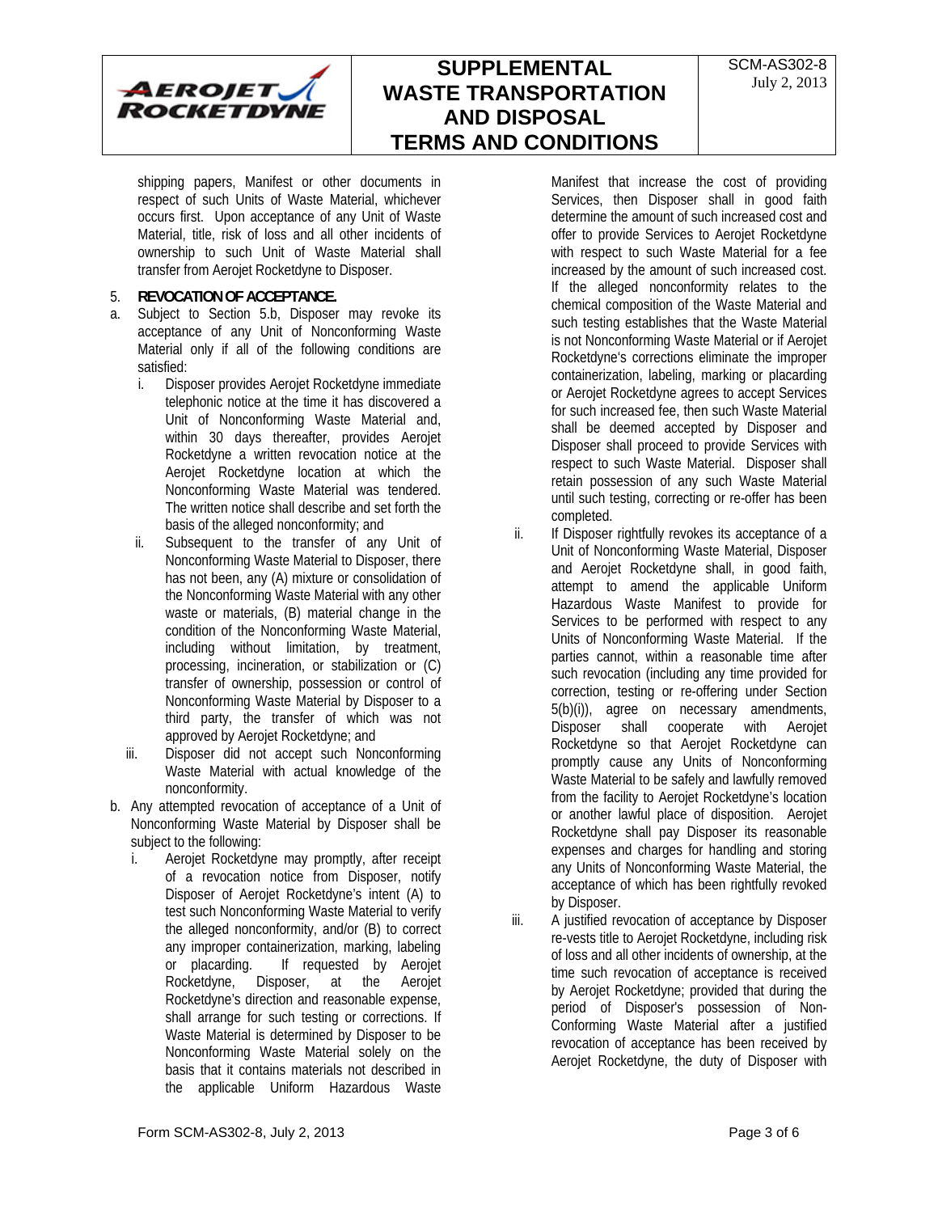shipping papers, Manifest or other documents in respect of such Units of Waste Material, whichever occurs first. Upon acceptance of any Unit of Waste Material, title, risk of loss and all other incidents of ownership to such Unit of Waste Material shall transfer from Aerojet Rocketdyne to Disposer.

5. **REVOCATION OF ACCEPTANCE.**

a. Subject to Section 5.b, Disposer may revoke its acceptance of any Unit of Nonconforming Waste Material only if all of the following conditions are satisfied:

   i. Disposer provides Aerojet Rocketdyne immediate telephonic notice at the time it has discovered a Unit of Nonconforming Waste Material and, within 30 days thereafter, provides Aerojet Rocketdyne a written revocation notice at the Aerojet Rocketdyne location at which the Nonconforming Waste Material was tendered. The written notice shall describe and set forth the basis of the alleged nonconformity; and

   ii. Subsequent to the transfer of any Unit of Nonconforming Waste Material to Disposer, there has not been, any (A) mixture or consolidation of the Nonconforming Waste Material with any other waste or materials, (B) material change in the condition of the Nonconforming Waste Material, including without limitation, by treatment, processing, incineration, or stabilization or (C) transfer of ownership, possession or control of Nonconforming Waste Material by Disposer to a third party, the transfer of which was not approved by Aerojet Rocketdyne; and

   iii. Disposer did not accept such Nonconforming Waste Material with actual knowledge of the nonconformity.

b. Any attempted revocation of acceptance of a Unit of Nonconforming Waste Material by Disposer shall be subject to the following:

   i. Aerojet Rocketdyne may promptly, after receipt of a revocation notice from Disposer, notify Disposer of Aerojet Rocketdyne's intent (A) to test such Nonconforming Waste Material to verify the alleged nonconformity, and/or (B) to correct any improper containerization, marking, labeling or placarding. If requested by Aerojet Rocketdyne, Disposer, at the Aerojet Rocketdyne's direction and reasonable expense, shall arrange for such testing or corrections. If Waste Material is determined by Disposer to be Nonconforming Waste Material solely on the basis that it contains materials not described in the applicable Uniform Hazardous Waste Manifest that increase the cost of providing Services, then Disposer shall in good faith determine the amount of such increased cost and offer to provide Services to Aerojet Rocketdyne with respect to such Waste Material for a fee increased by the amount of such increased cost. If the alleged nonconformity relates to the chemical composition of the Waste Material and such testing establishes that the Waste Material is not Nonconforming Waste Material or if Aerojet Rocketdyne's corrections eliminate the improper containerization, labeling, marking or placarding or Aerojet Rocketdyne agrees to accept Services for such increased fee, then such Waste Material shall be deemed accepted by Disposer and Disposer shall proceed to provide Services with respect to such Waste Material. Disposer shall retain possession of any such Waste Material until such testing, correcting or re-offer has been completed.

   ii. If Disposer rightfully revokes its acceptance of a Unit of Nonconforming Waste Material, Disposer and Aerojet Rocketdyne shall, in good faith, attempt to amend the applicable Uniform Hazardous Waste Manifest to provide for Services to be performed with respect to any Units of Nonconforming Waste Material. If the parties cannot, within a reasonable time after such revocation (including any time provided for correction, testing or re-offering under Section 5(b)(i)), agree on necessary amendments, Disposer shall cooperate with Aerojet Rocketdyne so that Aerojet Rocketdyne can promptly cause any Units of Nonconforming Waste Material to be safely and lawfully removed from the facility to Aerojet Rocketdyne's location or another lawful place of disposition. Aerojet Rocketdyne shall pay Disposer its reasonable expenses and charges for handling and storing any Units of Nonconforming Waste Material, the acceptance of which has been rightfully revoked by Disposer.

   iii. A justified revocation of acceptance by Disposer re-vests title to Aerojet Rocketdyne, including risk of loss and all other incidents of ownership, at the time such revocation of acceptance is received by Aerojet Rocketdyne; provided that during the period of Disposer's possession of Non-Conforming Waste Material after a justified revocation of acceptance has been received by Aerojet Rocketdyne, the duty of Disposer with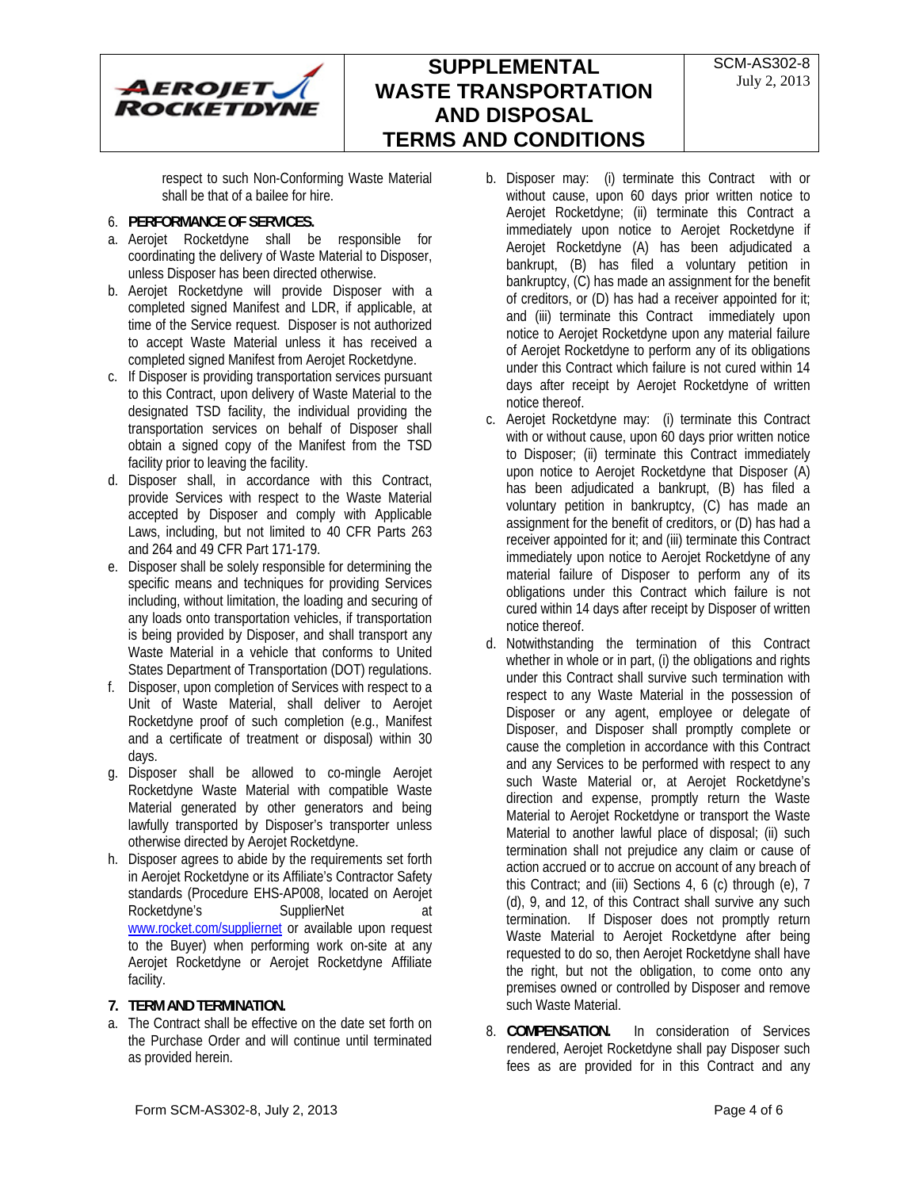respect to such Non-Conforming Waste Material shall be that of a bailee for hire.

6. **PERFORMANCE OF SERVICES.**

a. Aerojet Rocketdyne shall be responsible for coordinating the delivery of Waste Material to Disposer, unless Disposer has been directed otherwise.

b. Aerojet Rocketdyne will provide Disposer with a completed signed Manifest and LDR, if applicable, at time of the Service request. Disposer is not authorized to accept Waste Material unless it has received a completed signed Manifest from Aerojet Rocketdyne.

c. If Disposer is providing transportation services pursuant to this Contract, upon delivery of Waste Material to the designated TSD facility, the individual providing the transportation services on behalf of Disposer shall obtain a signed copy of the Manifest from the TSD facility prior to leaving the facility.

d. Disposer shall, in accordance with this Contract, provide Services with respect to the Waste Material accepted by Disposer and comply with Applicable Laws, including, but not limited to 40 CFR Parts 263 and 264 and 49 CFR Part 171-179.

e. Disposer shall be solely responsible for determining the specific means and techniques for providing Services including, without limitation, the loading and securing of any loads onto transportation vehicles, if transportation is being provided by Disposer, and shall transport any Waste Material in a vehicle that conforms to United States Department of Transportation (DOT) regulations.

f. Disposer, upon completion of Services with respect to a Unit of Waste Material, shall deliver to Aerojet Rocketdyne proof of such completion (e.g., Manifest and a certificate of treatment or disposal) within 30 days.

g. Disposer shall be allowed to co-mingle Aerojet Rocketdyne Waste Material with compatible Waste Material generated by other generators and being lawfully transported by Disposer's transporter unless otherwise directed by Aerojet Rocketdyne.

h. Disposer agrees to abide by the requirements set forth in Aerojet Rocketdyne or its Affiliate's Contractor Safety standards (Procedure EHS-AP008, located on Aerojet Rocketdyne's SupplierNet at www.rocket.com/suppliernet or available upon request to the Buyer) when performing work on-site at any Aerojet Rocketdyne or Aerojet Rocketdyne Affiliate facility.

7. **TERM AND TERMINATION.**

a. The Contract shall be effective on the date set forth on the Purchase Order and will continue until terminated as provided herein.

b. Disposer may: (i) terminate this Contract with or without cause, upon 60 days prior written notice to Aerojet Rocketdyne; (ii) terminate this Contract a immediately upon notice to Aerojet Rocketdyne if Aerojet Rocketdyne (A) has been adjudicated a bankrupt, (B) has filed a voluntary petition in bankruptcy, (C) has made an assignment for the benefit of creditors, or (D) has had a receiver appointed for it; and (iii) terminate this Contract immediately upon notice to Aerojet Rocketdyne upon any material failure of Aerojet Rocketdyne to perform any of its obligations under this Contract which failure is not cured within 14 days after receipt by Aerojet Rocketdyne of written notice thereof.

c. Aerojet Rocketdyne may: (i) terminate this Contract with or without cause, upon 60 days prior written notice to Disposer; (ii) terminate this Contract immediately upon notice to Aerojet Rocketdyne that Disposer (A) has been adjudicated a bankrupt, (B) has filed a voluntary petition in bankruptcy, (C) has made an assignment for the benefit of creditors, or (D) has had a receiver appointed for it; and (iii) terminate this Contract immediately upon notice to Aerojet Rocketdyne of any material failure of Disposer to perform any of its obligations under this Contract which failure is not cured within 14 days after receipt by Disposer of written notice thereof.

d. Notwithstanding the termination of this Contract whether in whole or in part, (i) the obligations and rights under this Contract shall survive such termination with respect to any Waste Material in the possession of Disposer or any agent, employee or delegate of Disposer, and Disposer shall promptly complete or cause the completion in accordance with this Contract and any Services to be performed with respect to any such Waste Material or, at Aerojet Rocketdyne's direction and expense, promptly return the Waste Material to Aerojet Rocketdyne or transport the Waste Material to another lawful place of disposal; (ii) such termination shall not prejudice any claim or cause of action accrued or to accrue on account of any breach of this Contract; and (iii) Sections 4, 6 (c) through (e), 7 (d), 9, and 12, of this Contract shall survive any such termination. If Disposer does not promptly return Waste Material to Aerojet Rocketdyne after being requested to do so, then Aerojet Rocketdyne shall have the right, but not the obligation, to come onto any premises owned or controlled by Disposer and remove such Waste Material.

8. **COMPENSATION.** In consideration of Services rendered, Aerojet Rocketdyne shall pay Disposer such fees as are provided for in this Contract and any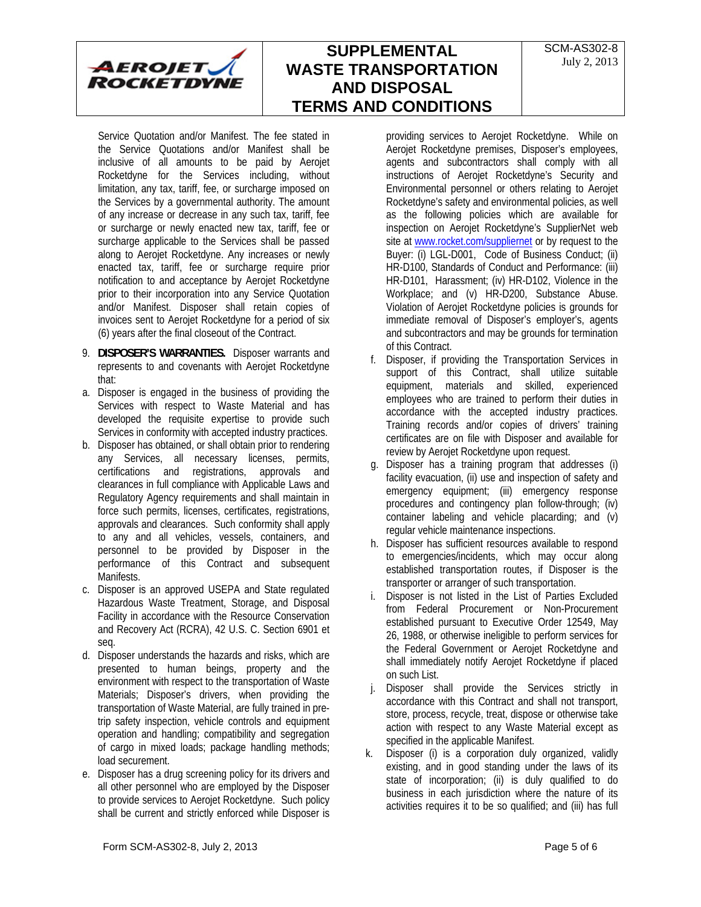Service Quotation and/or Manifest. The fee stated in the Service Quotations and/or Manifest shall be inclusive of all amounts to be paid by Aerojet Rocketdyne for the Services including, without limitation, any tax, tariff, fee, or surcharge imposed on the Services by a governmental authority. The amount of any increase or decrease in any such tax, tariff, fee or surcharge or newly enacted new tax, tariff, fee or surcharge applicable to the Services shall be passed along to Aerojet Rocketdyne. Any increases or newly enacted tax, tariff, fee or surcharge require prior notification to and acceptance by Aerojet Rocketdyne prior to their incorporation into any Service Quotation and/or Manifest. Disposer shall retain copies of invoices sent to Aerojet Rocketdyne for a period of six (6) years after the final closeout of the Contract.

9. **DISPOSER'S WARRANTIES.** Disposer warrants and represents to and covenants with Aerojet Rocketdyne that:

a. Disposer is engaged in the business of providing the Services with respect to Waste Material and has developed the requisite expertise to provide such Services in conformity with accepted industry practices.

b. Disposer has obtained, or shall obtain prior to rendering any Services, all necessary licenses, permits, certifications and registrations, approvals and clearances in full compliance with Applicable Laws and Regulatory Agency requirements and shall maintain in force such permits, licenses, certificates, registrations, approvals and clearances. Such conformity shall apply to any and all vehicles, vessels, containers, and personnel to be provided by Disposer in the performance of this Contract and subsequent Manifests.

c. Disposer is an approved USEPA and State regulated Hazardous Waste Treatment, Storage, and Disposal Facility in accordance with the Resource Conservation and Recovery Act (RCRA), 42 U.S. C. Section 6901 et seq.

d. Disposer understands the hazards and risks, which are presented to human beings, property and the environment with respect to the transportation of Waste Materials; Disposer's drivers, when providing the transportation of Waste Material, are fully trained in pre-trip safety inspection, vehicle controls and equipment operation and handling; compatibility and segregation of cargo in mixed loads; package handling methods; load securement.

e. Disposer has a drug screening policy for its drivers and all other personnel who are employed by the Disposer to provide services to Aerojet Rocketdyne. Such policy shall be current and strictly enforced while Disposer is providing services to Aerojet Rocketdyne. While on Aerojet Rocketdyne premises, Disposer's employees, agents and subcontractors shall comply with all instructions of Aerojet Rocketdyne's Security and Environmental personnel or others relating to Aerojet Rocketdyne's safety and environmental policies, as well as the following policies which are available for inspection on Aerojet Rocketdyne's SupplierNet web site at www.rocket.com/suppliernet or by request to the Buyer: (i) LGL-D001, Code of Business Conduct; (ii) HR-D100, Standards of Conduct and Performance: (iii) HR-D101, Harassment; (iv) HR-D102, Violence in the Workplace; and (v) HR-D200, Substance Abuse. Violation of Aerojet Rocketdyne policies is grounds for immediate removal of Disposer's employer's, agents and subcontractors and may be grounds for termination of this Contract.

f. Disposer, if providing the Transportation Services in support of this Contract, shall utilize suitable equipment, materials and skilled, experienced employees who are trained to perform their duties in accordance with the accepted industry practices. Training records and/or copies of drivers' training certificates are on file with Disposer and available for review by Aerojet Rocketdyne upon request.

g. Disposer has a training program that addresses (i) facility evacuation, (ii) use and inspection of safety and emergency equipment; (iii) emergency response procedures and contingency plan follow-through; (iv) container labeling and vehicle placarding; and (v) regular vehicle maintenance inspections.

h. Disposer has sufficient resources available to respond to emergencies/incidents, which may occur along established transportation routes, if Disposer is the transporter or arranger of such transportation.

i. Disposer is not listed in the List of Parties Excluded from Federal Procurement or Non-Procurement established pursuant to Executive Order 12549, May 26, 1988, or otherwise ineligible to perform services for the Federal Government or Aerojet Rocketdyne and shall immediately notify Aerojet Rocketdyne if placed on such List.

j. Disposer shall provide the Services strictly in accordance with this Contract and shall not transport, store, process, recycle, treat, dispose or otherwise take action with respect to any Waste Material except as specified in the applicable Manifest.

k. Disposer (i) is a corporation duly organized, validly existing, and in good standing under the laws of its state of incorporation; (ii) is duly qualified to do business in each jurisdiction where the nature of its activities requires it to be so qualified; and (iii) has full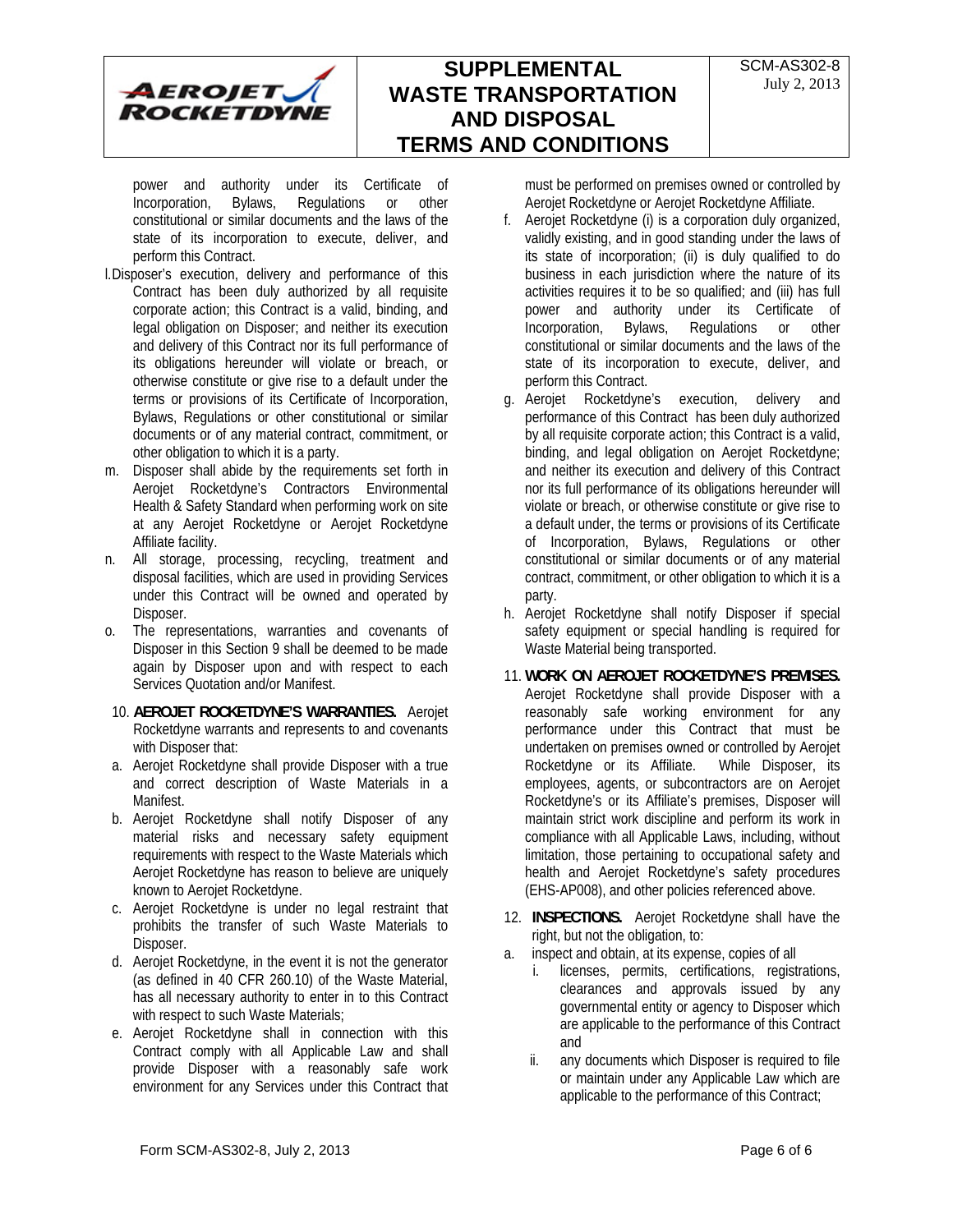power and authority under its Certificate of Incorporation, Bylaws, Regulations or other constitutional or similar documents and the laws of the state of its incorporation to execute, deliver, and perform this Contract.

l. Disposer's execution, delivery and performance of this Contract has been duly authorized by all requisite corporate action; this Contract is a valid, binding, and legal obligation on Disposer; and neither its execution and delivery of this Contract nor its full performance of its obligations hereunder will violate or breach, or otherwise constitute or give rise to a default under the terms or provisions of its Certificate of Incorporation, Bylaws, Regulations or other constitutional or similar documents or of any material contract, commitment, or other obligation to which it is a party.

m. Disposer shall abide by the requirements set forth in Aerojet Rocketdyne's Contractors Environmental Health & Safety Standard when performing work on site at any Aerojet Rocketdyne or Aerojet Rocketdyne Affiliate facility.

n. All storage, processing, recycling, treatment and disposal facilities, which are used in providing Services under this Contract will be owned and operated by Disposer.

o. The representations, warranties and covenants of Disposer in this Section 9 shall be deemed to be made again by Disposer upon and with respect to each Services Quotation and/or Manifest.

10. **AEROJET ROCKETDYNE'S WARRANTIES.** Aerojet Rocketdyne warrants and represents to and covenants with Disposer that:

a. Aerojet Rocketdyne shall provide Disposer with a true and correct description of Waste Materials in a Manifest.

b. Aerojet Rocketdyne shall notify Disposer of any material risks and necessary safety equipment requirements with respect to the Waste Materials which Aerojet Rocketdyne has reason to believe are uniquely known to Aerojet Rocketdyne.

c. Aerojet Rocketdyne is under no legal restraint that prohibits the transfer of such Waste Materials to Disposer.

d. Aerojet Rocketdyne, in the event it is not the generator (as defined in 40 CFR 260.10) of the Waste Material, has all necessary authority to enter in to this Contract with respect to such Waste Materials;

e. Aerojet Rocketdyne shall in connection with this Contract comply with all Applicable Law and shall provide Disposer with a reasonably safe work environment for any Services under this Contract that must be performed on premises owned or controlled by Aerojet Rocketdyne or Aerojet Rocketdyne Affiliate.

f. Aerojet Rocketdyne (i) is a corporation duly organized, validly existing, and in good standing under the laws of its state of incorporation; (ii) is duly qualified to do business in each jurisdiction where the nature of its activities requires it to be so qualified; and (iii) has full power and authority under its Certificate of Incorporation, Bylaws, Regulations or other constitutional or similar documents and the laws of the state of its incorporation to execute, deliver, and perform this Contract.

g. Aerojet Rocketdyne's execution, delivery and performance of this Contract has been duly authorized by all requisite corporate action; this Contract is a valid, binding, and legal obligation on Aerojet Rocketdyne; and neither its execution and delivery of this Contract nor its full performance of its obligations hereunder will violate or breach, or otherwise constitute or give rise to a default under, the terms or provisions of its Certificate of Incorporation, Bylaws, Regulations or other constitutional or similar documents or of any material contract, commitment, or other obligation to which it is a party.

h. Aerojet Rocketdyne shall notify Disposer if special safety equipment or special handling is required for Waste Material being transported.

11. **WORK ON AEROJET ROCKETDYNE'S PREMISES.** Aerojet Rocketdyne shall provide Disposer with a reasonably safe working environment for any performance under this Contract that must be undertaken on premises owned or controlled by Aerojet Rocketdyne or its Affiliate. While Disposer, its employees, agents, or subcontractors are on Aerojet Rocketdyne's or its Affiliate's premises, Disposer will maintain strict work discipline and perform its work in compliance with all Applicable Laws, including, without limitation, those pertaining to occupational safety and health and Aerojet Rocketdyne's safety procedures (EHS-AP008), and other policies referenced above.

12. **INSPECTIONS.** Aerojet Rocketdyne shall have the right, but not the obligation, to:

a. inspect and obtain, at its expense, copies of all
   i. licenses, permits, certifications, registrations, clearances and approvals issued by any governmental entity or agency to Disposer which are applicable to the performance of this Contract and
   ii. any documents which Disposer is required to file or maintain under any Applicable Law which are applicable to the performance of this Contract;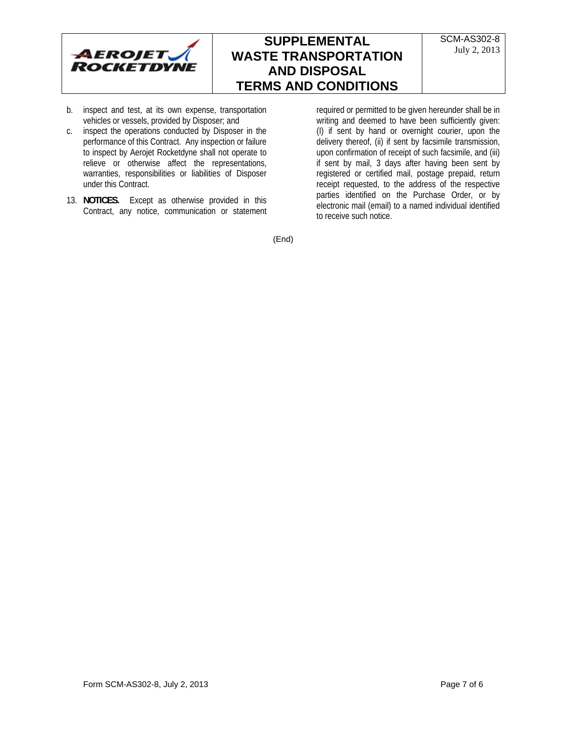b. inspect and test, at its own expense, transportation vehicles or vessels, provided by Disposer; and

c. inspect the operations conducted by Disposer in the performance of this Contract. Any inspection or failure to inspect by Aerojet Rocketdyne shall not operate to relieve or otherwise affect the representations, warranties, responsibilities or liabilities of Disposer under this Contract.

13. **NOTICES.** Except as otherwise provided in this Contract, any notice, communication or statement required or permitted to be given hereunder shall be in writing and deemed to have been sufficiently given: (I) if sent by hand or overnight courier, upon the delivery thereof, (ii) if sent by facsimile transmission, upon confirmation of receipt of such facsimile, and (iii) if sent by mail, 3 days after having been sent by registered or certified mail, postage prepaid, return receipt requested, to the address of the respective parties identified on the Purchase Order, or by electronic mail (email) to a named individual identified to receive such notice.

(End)